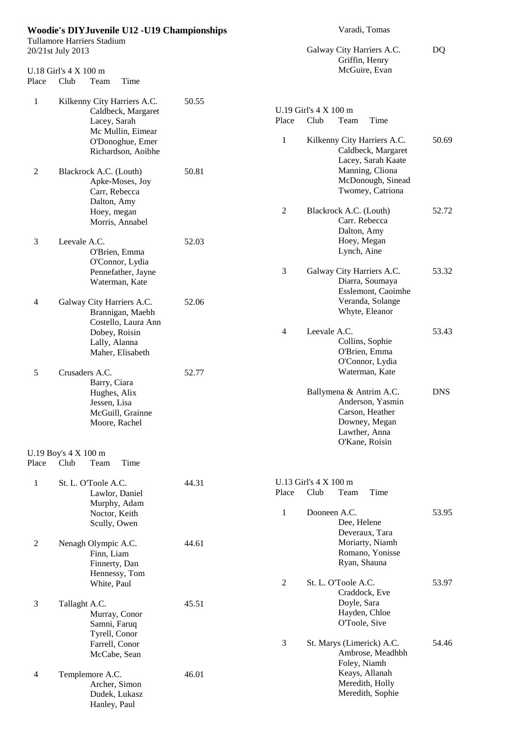# Woodie's DIYJuvenile U12 -U19 Championships

Tullamore Harriers Stadium
20/21st July 2013

## U.18 Girl's 4 X 100 m

| Place | Club / Team | Time |
|---|---|---|
| 1 | Kilkenny City Harriers A.C.<br>Caldbeck, Margaret<br>Lacey, Sarah<br>Mc Mullin, Eimear<br>O'Donoghue, Emer<br>Richardson, Aoibhe | 50.55 |
| 2 | Blackrock A.C. (Louth)<br>Apke-Moses, Joy<br>Carr, Rebecca<br>Dalton, Amy<br>Hoey, megan<br>Morris, Annabel | 50.81 |
| 3 | Leevale A.C.<br>O'Brien, Emma<br>O'Connor, Lydia<br>Pennefather, Jayne<br>Waterman, Kate | 52.03 |
| 4 | Galway City Harriers A.C.<br>Brannigan, Maebh<br>Costello, Laura Ann<br>Dobey, Roisin<br>Lally, Alanna<br>Maher, Elisabeth | 52.06 |
| 5 | Crusaders A.C.<br>Barry, Ciara<br>Hughes, Alix<br>Jessen, Lisa<br>McGuill, Grainne<br>Moore, Rachel | 52.77 |

## U.19 Boy's 4 X 100 m

| Place | Club / Team | Time |
|---|---|---|
| 1 | St. L. O'Toole A.C.<br>Lawlor, Daniel<br>Murphy, Adam<br>Noctor, Keith<br>Scully, Owen | 44.31 |
| 2 | Nenagh Olympic A.C.<br>Finn, Liam<br>Finnerty, Dan<br>Hennessy, Tom<br>White, Paul | 44.61 |
| 3 | Tallaght A.C.<br>Murray, Conor<br>Samni, Faruq<br>Tyrell, Conor<br>Farrell, Conor<br>McCabe, Sean | 45.51 |
| 4 | Templemore A.C.<br>Archer, Simon<br>Dudek, Lukasz<br>Hanley, Paul<br>Varadi, Tomas | 46.01 |
| | Galway City Harriers A.C.<br>Griffin, Henry<br>McGuire, Evan | DQ |

## U.19 Girl's 4 X 100 m

| Place | Club / Team | Time |
|---|---|---|
| 1 | Kilkenny City Harriers A.C.<br>Caldbeck, Margaret<br>Lacey, Sarah Kaate<br>Manning, Cliona<br>McDonough, Sinead<br>Twomey, Catriona | 50.69 |
| 2 | Blackrock A.C. (Louth)<br>Carr. Rebecca<br>Dalton, Amy<br>Hoey, Megan<br>Lynch, Aine | 52.72 |
| 3 | Galway City Harriers A.C.<br>Diarra, Soumaya<br>Esslemont, Caoimhe<br>Veranda, Solange<br>Whyte, Eleanor | 53.32 |
| 4 | Leevale A.C.<br>Collins, Sophie<br>O'Brien, Emma<br>O'Connor, Lydia<br>Waterman, Kate | 53.43 |
| | Ballymena & Antrim A.C.<br>Anderson, Yasmin<br>Carson, Heather<br>Downey, Megan<br>Lawther, Anna<br>O'Kane, Roisin | DNS |

## U.13 Girl's 4 X 100 m

| Place | Club / Team | Time |
|---|---|---|
| 1 | Dooneen A.C.<br>Dee, Helene<br>Deveraux, Tara<br>Moriarty, Niamh<br>Romano, Yonisse<br>Ryan, Shauna | 53.95 |
| 2 | St. L. O'Toole A.C.<br>Craddock, Eve<br>Doyle, Sara<br>Hayden, Chloe<br>O'Toole, Sive | 53.97 |
| 3 | St. Marys (Limerick) A.C.<br>Ambrose, Meadhbh<br>Foley, Niamh<br>Keays, Allanah<br>Meredith, Holly<br>Meredith, Sophie | 54.46 |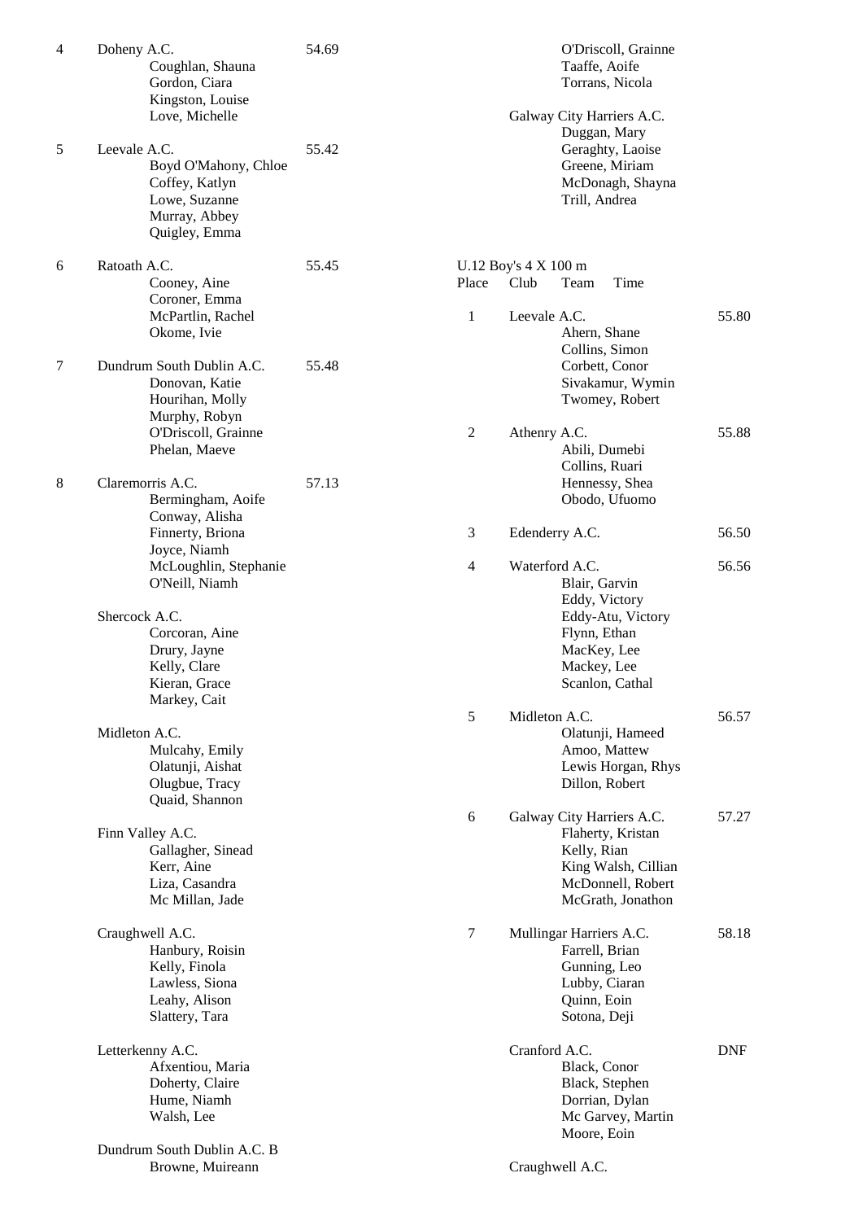| Place | Club | Team | Time |
|---|---|---|---|
| 4 | Doheny A.C. | Coughlan, Shauna<br>Gordon, Ciara<br>Kingston, Louise<br>Love, Michelle | 54.69 |
| 5 | Leevale A.C. | Boyd O'Mahony, Chloe<br>Coffey, Katlyn<br>Lowe, Suzanne<br>Murray, Abbey<br>Quigley, Emma | 55.42 |
| 6 | Ratoath A.C. | Cooney, Aine<br>Coroner, Emma<br>McPartlin, Rachel<br>Okome, Ivie | 55.45 |
| 7 | Dundrum South Dublin A.C. | Donovan, Katie<br>Hourihan, Molly<br>Murphy, Robyn<br>O'Driscoll, Grainne<br>Phelan, Maeve | 55.48 |
| 8 | Claremorris A.C. | Bermingham, Aoife<br>Conway, Alisha<br>Finnerty, Briona<br>Joyce, Niamh<br>McLoughlin, Stephanie<br>O'Neill, Niamh | 57.13 |
| | Shercock A.C. | Corcoran, Aine<br>Drury, Jayne<br>Kelly, Clare<br>Kieran, Grace<br>Markey, Cait | |
| | Midleton A.C. | Mulcahy, Emily<br>Olatunji, Aishat<br>Olugbue, Tracy<br>Quaid, Shannon | |
| | Finn Valley A.C. | Gallagher, Sinead<br>Kerr, Aine<br>Liza, Casandra<br>Mc Millan, Jade | |
| | Craughwell A.C. | Hanbury, Roisin<br>Kelly, Finola<br>Lawless, Siona<br>Leahy, Alison<br>Slattery, Tara | |
| | Letterkenny A.C. | Afxentiou, Maria<br>Doherty, Claire<br>Hume, Niamh<br>Walsh, Lee | |
| | Dundrum South Dublin A.C. B | Browne, Muireann<br>O'Driscoll, Grainne<br>Taaffe, Aoife<br>Torrans, Nicola | |
| | Galway City Harriers A.C. | Duggan, Mary<br>Geraghty, Laoise<br>Greene, Miriam<br>McDonagh, Shayna<br>Trill, Andrea | |

## U.12 Boy's 4 X 100 m

| Place | Club | Team | Time |
|---|---|---|---|
| 1 | Leevale A.C. | Ahern, Shane<br>Collins, Simon<br>Corbett, Conor<br>Sivakamur, Wymin<br>Twomey, Robert | 55.80 |
| 2 | Athenry A.C. | Abili, Dumebi<br>Collins, Ruari<br>Hennessy, Shea<br>Obodo, Ufuomo | 55.88 |
| 3 | Edenderry A.C. | | 56.50 |
| 4 | Waterford A.C. | Blair, Garvin<br>Eddy, Victory<br>Eddy-Atu, Victory<br>Flynn, Ethan<br>MacKey, Lee<br>Mackey, Lee<br>Scanlon, Cathal | 56.56 |
| 5 | Midleton A.C. | Olatunji, Hameed<br>Amoo, Mattew<br>Lewis Horgan, Rhys<br>Dillon, Robert | 56.57 |
| 6 | Galway City Harriers A.C. | Flaherty, Kristan<br>Kelly, Rian<br>King Walsh, Cillian<br>McDonnell, Robert<br>McGrath, Jonathon | 57.27 |
| 7 | Mullingar Harriers A.C. | Farrell, Brian<br>Gunning, Leo<br>Lubby, Ciaran<br>Quinn, Eoin<br>Sotona, Deji | 58.18 |
| | Cranford A.C. | Black, Conor<br>Black, Stephen<br>Dorrian, Dylan<br>Mc Garvey, Martin<br>Moore, Eoin | DNF |
| | Craughwell A.C. | | |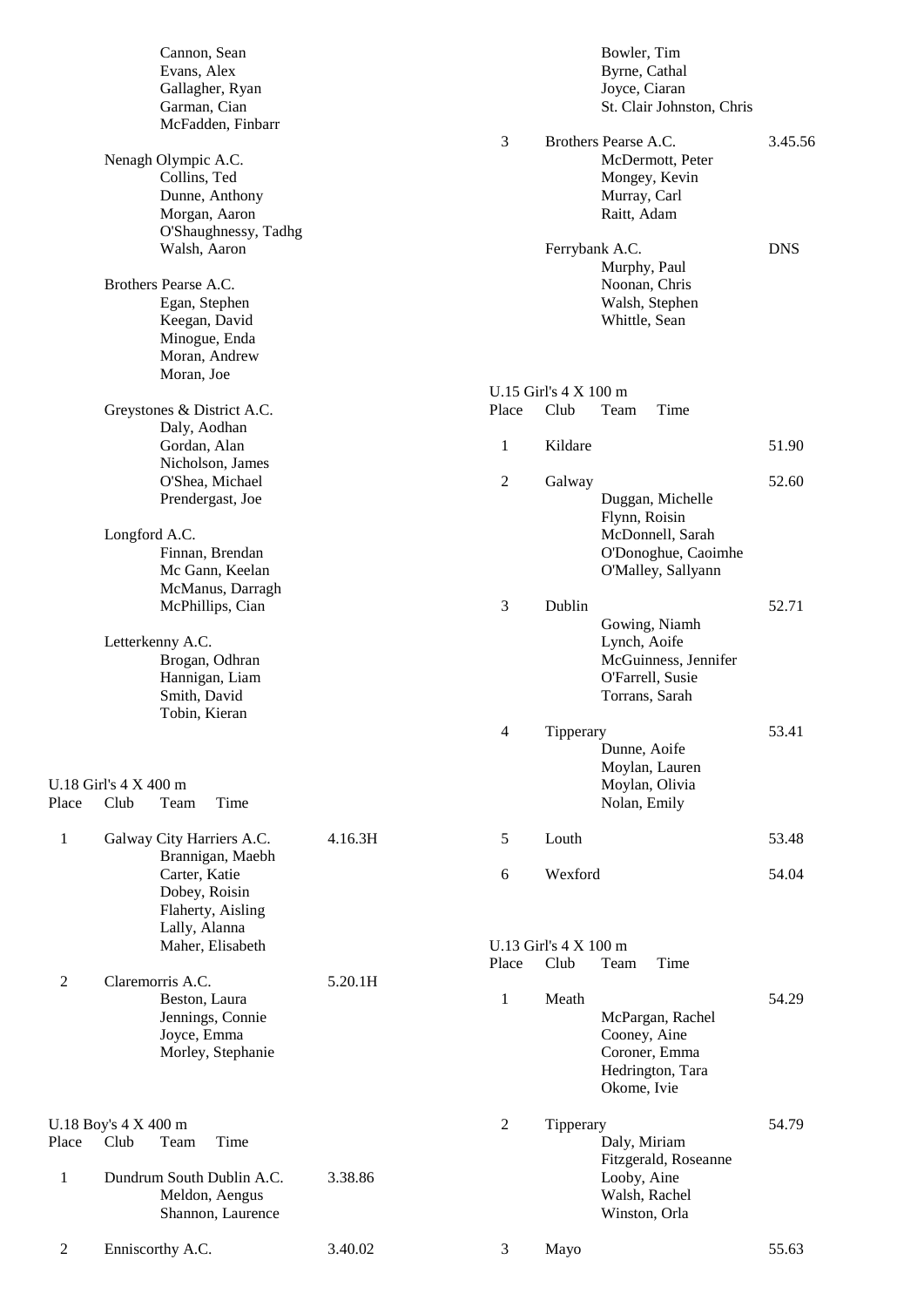Cannon, Sean
Evans, Alex
Gallagher, Ryan
Garman, Cian
McFadden, Finbarr

Nenagh Olympic A.C.
Collins, Ted
Dunne, Anthony
Morgan, Aaron
O'Shaughnessy, Tadhg
Walsh, Aaron

Brothers Pearse A.C.
Egan, Stephen
Keegan, David
Minogue, Enda
Moran, Andrew
Moran, Joe

Greystones & District A.C.
Daly, Aodhan
Gordan, Alan
Nicholson, James
O'Shea, Michael
Prendergast, Joe

Longford A.C.
Finnan, Brendan
Mc Gann, Keelan
McManus, Darragh
McPhillips, Cian

Letterkenny A.C.
Brogan, Odhran
Hannigan, Liam
Smith, David
Tobin, Kieran

U.18 Girl's 4 X 400 m

| Place | Club | Team | Time |
|---|---|---|---|
| 1 | Galway City Harriers A.C. | Brannigan, Maebh<br>Carter, Katie<br>Dobey, Roisin<br>Flaherty, Aisling<br>Lally, Alanna<br>Maher, Elisabeth | 4.16.3H |
| 2 | Claremorris A.C. | Beston, Laura<br>Jennings, Connie<br>Joyce, Emma<br>Morley, Stephanie | 5.20.1H |

U.18 Boy's 4 X 400 m

| Place | Club | Team | Time |
|---|---|---|---|
| 1 | Dundrum South Dublin A.C. | Meldon, Aengus<br>Shannon, Laurence | 3.38.86 |
| 2 | Enniscorthy A.C. | Bowler, Tim<br>Byrne, Cathal<br>Joyce, Ciaran<br>St. Clair Johnston, Chris | 3.40.02 |
| 3 | Brothers Pearse A.C. | McDermott, Peter<br>Mongey, Kevin<br>Murray, Carl<br>Raitt, Adam | 3.45.56 |
| | Ferrybank A.C. | Murphy, Paul<br>Noonan, Chris<br>Walsh, Stephen<br>Whittle, Sean | DNS |

U.15 Girl's 4 X 100 m

| Place | Club | Team | Time |
|---|---|---|---|
| 1 | Kildare | | 51.90 |
| 2 | Galway | Duggan, Michelle<br>Flynn, Roisin<br>McDonnell, Sarah<br>O'Donoghue, Caoimhe<br>O'Malley, Sallyann | 52.60 |
| 3 | Dublin | Gowing, Niamh<br>Lynch, Aoife<br>McGuinness, Jennifer<br>O'Farrell, Susie<br>Torrans, Sarah | 52.71 |
| 4 | Tipperary | Dunne, Aoife<br>Moylan, Lauren<br>Moylan, Olivia<br>Nolan, Emily | 53.41 |
| 5 | Louth | | 53.48 |
| 6 | Wexford | | 54.04 |

U.13 Girl's 4 X 100 m

| Place | Club | Team | Time |
|---|---|---|---|
| 1 | Meath | McPargan, Rachel<br>Cooney, Aine<br>Coroner, Emma<br>Hedrington, Tara<br>Okome, Ivie | 54.29 |
| 2 | Tipperary | Daly, Miriam<br>Fitzgerald, Roseanne<br>Looby, Aine<br>Walsh, Rachel<br>Winston, Orla | 54.79 |
| 3 | Mayo | | 55.63 |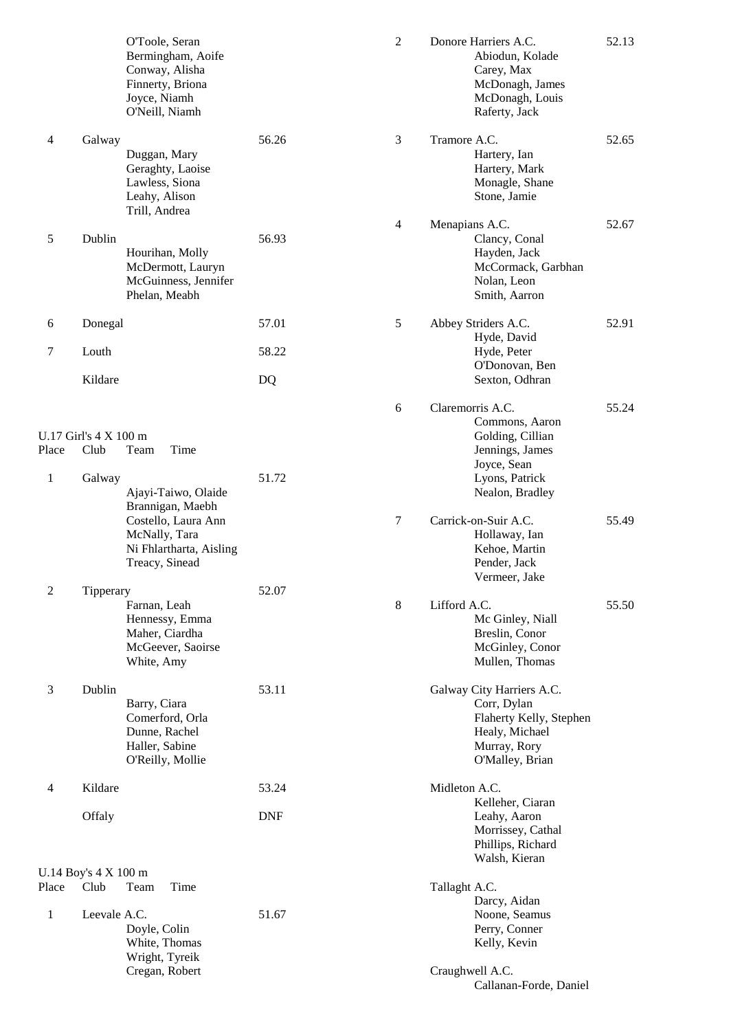O'Toole, Seran
Bermingham, Aoife
Conway, Alisha
Finnerty, Briona
Joyce, Niamh
O'Neill, Niamh

| Place | Club | Team | Time |
|---|---|---|---|
| 4 | Galway | Duggan, Mary<br>Geraghty, Laoise<br>Lawless, Siona<br>Leahy, Alison<br>Trill, Andrea | 56.26 |
| 5 | Dublin | Hourihan, Molly<br>McDermott, Lauryn<br>McGuinness, Jennifer<br>Phelan, Meabh | 56.93 |
| 6 | Donegal | | 57.01 |
| 7 | Louth | | 58.22 |
| | Kildare | | DQ |

U.17 Girl's 4 X 100 m

| Place | Club | Team | Time |
|---|---|---|---|
| 1 | Galway | Ajayi-Taiwo, Olaide<br>Brannigan, Maebh<br>Costello, Laura Ann<br>McNally, Tara<br>Ni Fhlartharta, Aisling<br>Treacy, Sinead | 51.72 |
| 2 | Tipperary | Farnan, Leah<br>Hennessy, Emma<br>Maher, Ciardha<br>McGeever, Saoirse<br>White, Amy | 52.07 |
| 3 | Dublin | Barry, Ciara<br>Comerford, Orla<br>Dunne, Rachel<br>Haller, Sabine<br>O'Reilly, Mollie | 53.11 |
| 4 | Kildare | | 53.24 |
| | Offaly | | DNF |

U.14 Boy's 4 X 100 m

| Place | Club | Team | Time |
|---|---|---|---|
| 1 | Leevale A.C. | Doyle, Colin<br>White, Thomas<br>Wright, Tyreik<br>Cregan, Robert | 51.67 |
| 2 | Donore Harriers A.C. | Abiodun, Kolade<br>Carey, Max<br>McDonagh, James<br>McDonagh, Louis<br>Raferty, Jack | 52.13 |
| 3 | Tramore A.C. | Hartery, Ian<br>Hartery, Mark<br>Monagle, Shane<br>Stone, Jamie | 52.65 |
| 4 | Menapians A.C. | Clancy, Conal<br>Hayden, Jack<br>McCormack, Garbhan<br>Nolan, Leon<br>Smith, Aarron | 52.67 |
| 5 | Abbey Striders A.C. | Hyde, David<br>Hyde, Peter<br>O'Donovan, Ben<br>Sexton, Odhran | 52.91 |
| 6 | Claremorris A.C. | Commons, Aaron<br>Golding, Cillian<br>Jennings, James<br>Joyce, Sean<br>Lyons, Patrick<br>Nealon, Bradley | 55.24 |
| 7 | Carrick-on-Suir A.C. | Hollaway, Ian<br>Kehoe, Martin<br>Pender, Jack<br>Vermeer, Jake | 55.49 |
| 8 | Lifford A.C. | Mc Ginley, Niall<br>Breslin, Conor<br>McGinley, Conor<br>Mullen, Thomas | 55.50 |
| | Galway City Harriers A.C. | Corr, Dylan<br>Flaherty Kelly, Stephen<br>Healy, Michael<br>Murray, Rory<br>O'Malley, Brian | |
| | Midleton A.C. | Kelleher, Ciaran<br>Leahy, Aaron<br>Morrissey, Cathal<br>Phillips, Richard<br>Walsh, Kieran | |
| | Tallaght A.C. | Darcy, Aidan<br>Noone, Seamus<br>Perry, Conner<br>Kelly, Kevin | |
| | Craughwell A.C. | Callanan-Forde, Daniel | |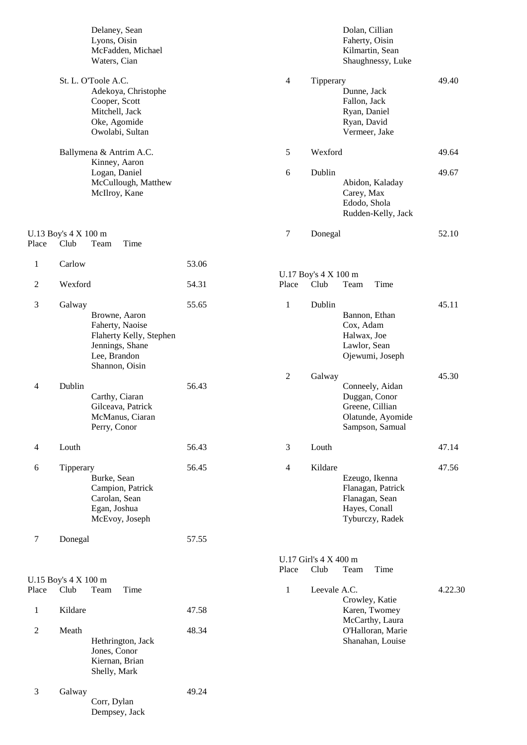Delaney, Sean
Lyons, Oisin
McFadden, Michael
Waters, Cian

St. L. O'Toole A.C.
Adekoya, Christophe
Cooper, Scott
Mitchell, Jack
Oke, Agomide
Owolabi, Sultan

Ballymena & Antrim A.C.
Kinney, Aaron
Logan, Daniel
McCullough, Matthew
McIlroy, Kane

## U.13 Boy's 4 X 100 m

| Place | Club | Team | Time |
|---|---|---|---|
| 1 | Carlow | | 53.06 |
| 2 | Wexford | | 54.31 |
| 3 | Galway | Browne, Aaron<br>Faherty, Naoise<br>Flaherty Kelly, Stephen<br>Jennings, Shane<br>Lee, Brandon<br>Shannon, Oisin | 55.65 |
| 4 | Dublin | Carthy, Ciaran<br>Gilceava, Patrick<br>McManus, Ciaran<br>Perry, Conor | 56.43 |
| 4 | Louth | | 56.43 |
| 6 | Tipperary | Burke, Sean<br>Campion, Patrick<br>Carolan, Sean<br>Egan, Joshua<br>McEvoy, Joseph | 56.45 |
| 7 | Donegal | | 57.55 |

## U.15 Boy's 4 X 100 m

| Place | Club | Team | Time |
|---|---|---|---|
| 1 | Kildare | | 47.58 |
| 2 | Meath | Hethrington, Jack<br>Jones, Conor<br>Kiernan, Brian<br>Shelly, Mark | 48.34 |
| 3 | Galway | Corr, Dylan<br>Dempsey, Jack<br>Dolan, Cillian<br>Faherty, Oisin<br>Kilmartin, Sean<br>Shaughnessy, Luke | 49.24 |
| 4 | Tipperary | Dunne, Jack<br>Fallon, Jack<br>Ryan, Daniel<br>Ryan, David<br>Vermeer, Jake | 49.40 |
| 5 | Wexford | | 49.64 |
| 6 | Dublin | Abidon, Kaladay<br>Carey, Max<br>Edodo, Shola<br>Rudden-Kelly, Jack | 49.67 |
| 7 | Donegal | | 52.10 |

## U.17 Boy's 4 X 100 m

| Place | Club | Team | Time |
|---|---|---|---|
| 1 | Dublin | Bannon, Ethan<br>Cox, Adam<br>Halwax, Joe<br>Lawlor, Sean<br>Ojewumi, Joseph | 45.11 |
| 2 | Galway | Conneely, Aidan<br>Duggan, Conor<br>Greene, Cillian<br>Olatunde, Ayomide<br>Sampson, Samual | 45.30 |
| 3 | Louth | | 47.14 |
| 4 | Kildare | Ezeugo, Ikenna<br>Flanagan, Patrick<br>Flanagan, Sean<br>Hayes, Conall<br>Tyburczy, Radek | 47.56 |

## U.17 Girl's 4 X 400 m

| Place | Club | Team | Time |
|---|---|---|---|
| 1 | Leevale A.C. | Crowley, Katie<br>Karen, Twomey<br>McCarthy, Laura<br>O'Halloran, Marie<br>Shanahan, Louise | 4.22.30 |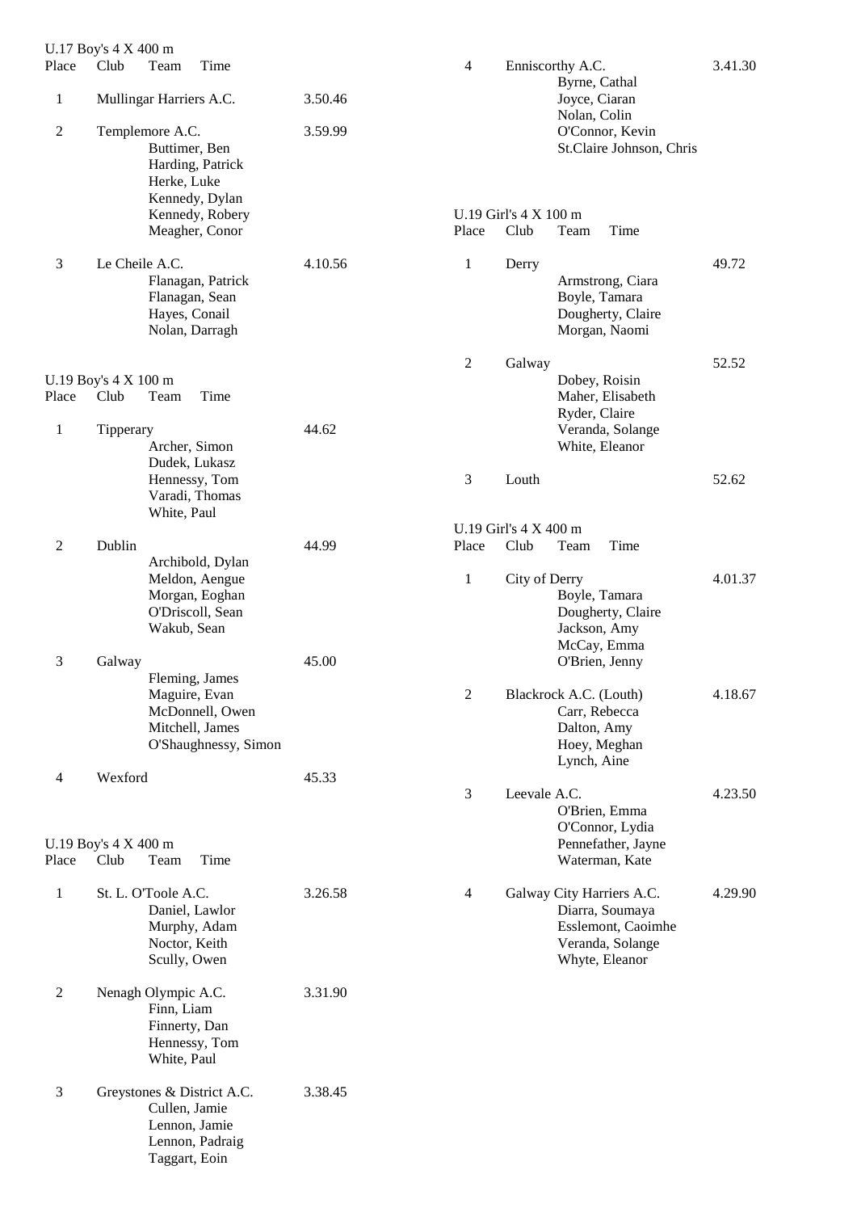## U.17 Boy's 4 X 400 m

| Place | Club | Team | Time |
|---|---|---|---|
| 1 | Mullingar Harriers A.C. | | 3.50.46 |
| 2 | Templemore A.C. | Buttimer, Ben<br>Harding, Patrick<br>Herke, Luke<br>Kennedy, Dylan<br>Kennedy, Robery<br>Meagher, Conor | 3.59.99 |
| 3 | Le Cheile A.C. | Flanagan, Patrick<br>Flanagan, Sean<br>Hayes, Conail<br>Nolan, Darragh | 4.10.56 |

## U.19 Boy's 4 X 100 m

| Place | Club | Team | Time |
|---|---|---|---|
| 1 | Tipperary | Archer, Simon<br>Dudek, Lukasz<br>Hennessy, Tom<br>Varadi, Thomas<br>White, Paul | 44.62 |
| 2 | Dublin | Archibold, Dylan<br>Meldon, Aengue<br>Morgan, Eoghan<br>O'Driscoll, Sean<br>Wakub, Sean | 44.99 |
| 3 | Galway | Fleming, James<br>Maguire, Evan<br>McDonnell, Owen<br>Mitchell, James<br>O'Shaughnessy, Simon | 45.00 |
| 4 | Wexford | | 45.33 |

## U.19 Boy's 4 X 400 m

| Place | Club | Team | Time |
|---|---|---|---|
| 1 | St. L. O'Toole A.C. | Daniel, Lawlor<br>Murphy, Adam<br>Noctor, Keith<br>Scully, Owen | 3.26.58 |
| 2 | Nenagh Olympic A.C. | Finn, Liam<br>Finnerty, Dan<br>Hennessy, Tom<br>White, Paul | 3.31.90 |
| 3 | Greystones & District A.C. | Cullen, Jamie<br>Lennon, Jamie<br>Lennon, Padraig<br>Taggart, Eoin | 3.38.45 |
| 4 | Enniscorthy A.C. | Byrne, Cathal<br>Joyce, Ciaran<br>Nolan, Colin<br>O'Connor, Kevin<br>St.Claire Johnson, Chris | 3.41.30 |

## U.19 Girl's 4 X 100 m

| Place | Club | Team | Time |
|---|---|---|---|
| 1 | Derry | Armstrong, Ciara<br>Boyle, Tamara<br>Dougherty, Claire<br>Morgan, Naomi | 49.72 |
| 2 | Galway | Dobey, Roisin<br>Maher, Elisabeth<br>Ryder, Claire<br>Veranda, Solange<br>White, Eleanor | 52.52 |
| 3 | Louth | | 52.62 |

## U.19 Girl's 4 X 400 m

| Place | Club | Team | Time |
|---|---|---|---|
| 1 | City of Derry | Boyle, Tamara<br>Dougherty, Claire<br>Jackson, Amy<br>McCay, Emma<br>O'Brien, Jenny | 4.01.37 |
| 2 | Blackrock A.C. (Louth) | Carr, Rebecca<br>Dalton, Amy<br>Hoey, Meghan<br>Lynch, Aine | 4.18.67 |
| 3 | Leevale A.C. | O'Brien, Emma<br>O'Connor, Lydia<br>Pennefather, Jayne<br>Waterman, Kate | 4.23.50 |
| 4 | Galway City Harriers A.C. | Diarra, Soumaya<br>Esslemont, Caoimhe<br>Veranda, Solange<br>Whyte, Eleanor | 4.29.90 |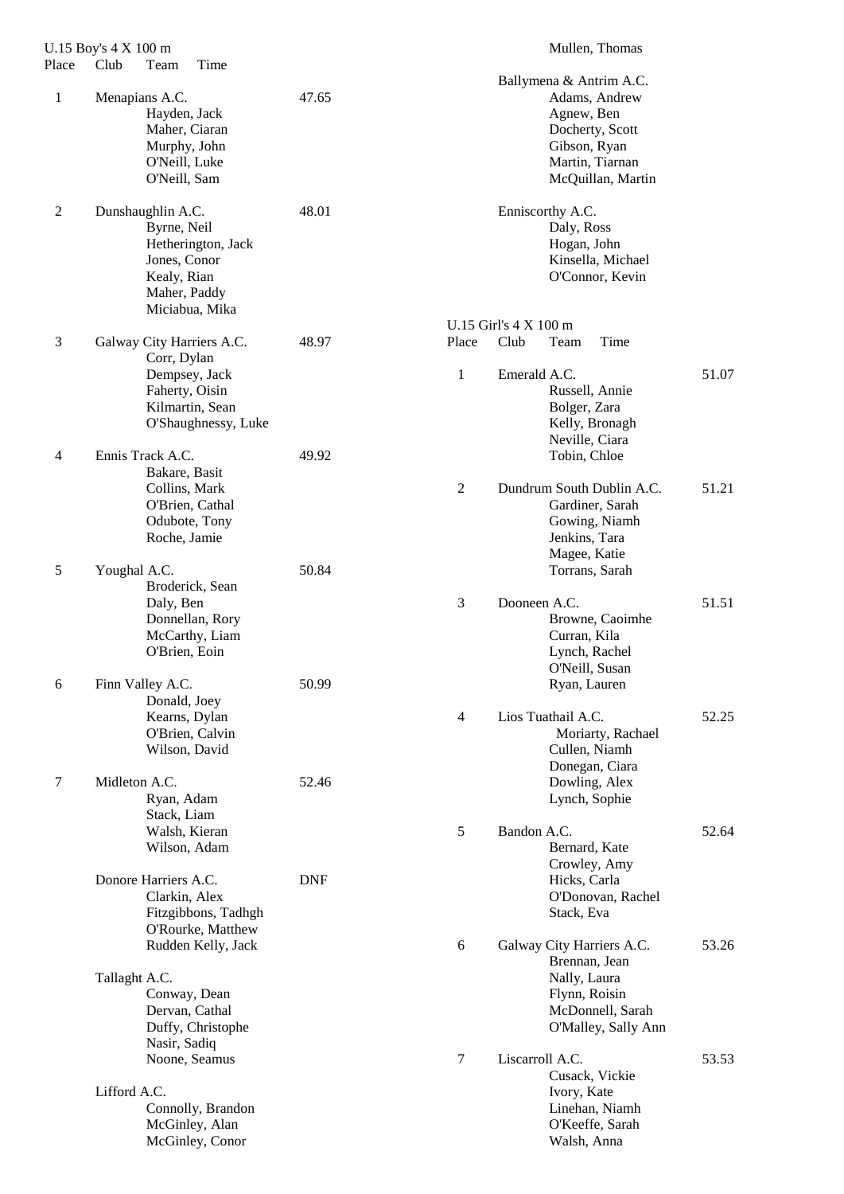## U.15 Boy's 4 X 100 m

| Place | Club | Team | Time |
|---|---|---|---|
| 1 | Menapians A.C. | Hayden, Jack; Maher, Ciaran; Murphy, John; O'Neill, Luke; O'Neill, Sam | 47.65 |
| 2 | Dunshaughlin A.C. | Byrne, Neil; Hetherington, Jack; Jones, Conor; Kealy, Rian; Maher, Paddy; Miciabua, Mika | 48.01 |
| 3 | Galway City Harriers A.C. | Corr, Dylan; Dempsey, Jack; Faherty, Oisin; Kilmartin, Sean; O'Shaughnessy, Luke | 48.97 |
| 4 | Ennis Track A.C. | Bakare, Basit; Collins, Mark; O'Brien, Cathal; Odubote, Tony; Roche, Jamie | 49.92 |
| 5 | Youghal A.C. | Broderick, Sean; Daly, Ben; Donnellan, Rory; McCarthy, Liam; O'Brien, Eoin | 50.84 |
| 6 | Finn Valley A.C. | Donald, Joey; Kearns, Dylan; O'Brien, Calvin; Wilson, David | 50.99 |
| 7 | Midleton A.C. | Ryan, Adam; Stack, Liam; Walsh, Kieran; Wilson, Adam | 52.46 |
| | Donore Harriers A.C. | Clarkin, Alex; Fitzgibbons, Tadhgh; O'Rourke, Matthew; Rudden Kelly, Jack | DNF |
| | Tallaght A.C. | Conway, Dean; Dervan, Cathal; Duffy, Christophe; Nasir, Sadiq; Noone, Seamus | |
| | Lifford A.C. | Connolly, Brandon; McGinley, Alan; McGinley, Conor; Mullen, Thomas | |
| | Ballymena & Antrim A.C. | Adams, Andrew; Agnew, Ben; Docherty, Scott; Gibson, Ryan; Martin, Tiarnan; McQuillan, Martin | |
| | Enniscorthy A.C. | Daly, Ross; Hogan, John; Kinsella, Michael; O'Connor, Kevin | |

## U.15 Girl's 4 X 100 m

| Place | Club | Team | Time |
|---|---|---|---|
| 1 | Emerald A.C. | Russell, Annie; Bolger, Zara; Kelly, Bronagh; Neville, Ciara; Tobin, Chloe | 51.07 |
| 2 | Dundrum South Dublin A.C. | Gardiner, Sarah; Gowing, Niamh; Jenkins, Tara; Magee, Katie; Torrans, Sarah | 51.21 |
| 3 | Dooneen A.C. | Browne, Caoimhe; Curran, Kila; Lynch, Rachel; O'Neill, Susan; Ryan, Lauren | 51.51 |
| 4 | Lios Tuathail A.C. | Moriarty, Rachael; Cullen, Niamh; Donegan, Ciara; Dowling, Alex; Lynch, Sophie | 52.25 |
| 5 | Bandon A.C. | Bernard, Kate; Crowley, Amy; Hicks, Carla; O'Donovan, Rachel; Stack, Eva | 52.64 |
| 6 | Galway City Harriers A.C. | Brennan, Jean; Nally, Laura; Flynn, Roisin; McDonnell, Sarah; O'Malley, Sally Ann | 53.26 |
| 7 | Liscarroll A.C. | Cusack, Vickie; Ivory, Kate; Linehan, Niamh; O'Keeffe, Sarah; Walsh, Anna | 53.53 |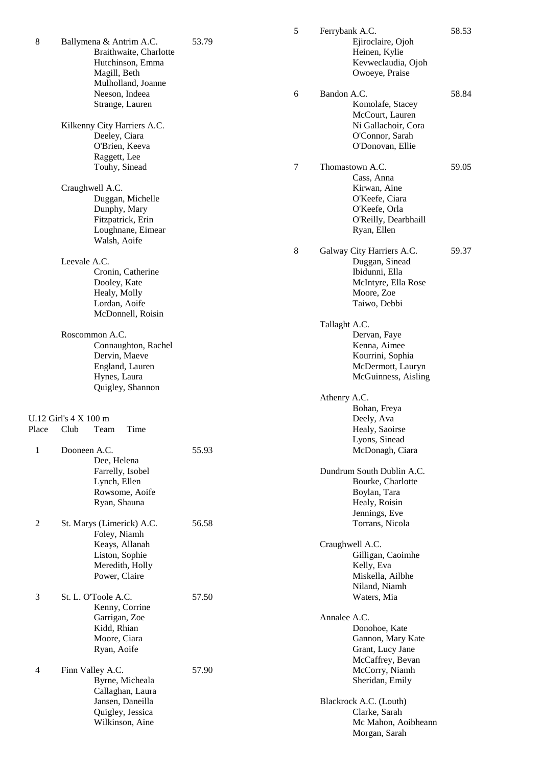8 Ballymena & Antrim A.C. 53.79
Braithwaite, Charlotte
Hutchinson, Emma
Magill, Beth
Mulholland, Joanne
Neeson, Indeea
Strange, Lauren

Kilkenny City Harriers A.C.
Deeley, Ciara
O'Brien, Keeva
Raggett, Lee
Touhy, Sinead

Craughwell A.C.
Duggan, Michelle
Dunphy, Mary
Fitzpatrick, Erin
Loughnane, Eimear
Walsh, Aoife

Leevale A.C.
Cronin, Catherine
Dooley, Kate
Healy, Molly
Lordan, Aoife
McDonnell, Roisin

Roscommon A.C.
Connaughton, Rachel
Dervin, Maeve
England, Lauren
Hynes, Laura
Quigley, Shannon

U.12 Girl's 4 X 100 m

| Place | Club | Team | Time |
|---|---|---|---|
| 1 | Dooneen A.C. | Dee, Helena<br>Farrelly, Isobel<br>Lynch, Ellen<br>Rowsome, Aoife<br>Ryan, Shauna | 55.93 |
| 2 | St. Marys (Limerick) A.C. | Foley, Niamh<br>Keays, Allanah<br>Liston, Sophie<br>Meredith, Holly<br>Power, Claire | 56.58 |
| 3 | St. L. O'Toole A.C. | Kenny, Corrine<br>Garrigan, Zoe<br>Kidd, Rhian<br>Moore, Ciara<br>Ryan, Aoife | 57.50 |
| 4 | Finn Valley A.C. | Byrne, Micheala<br>Callaghan, Laura<br>Jansen, Daneilla<br>Quigley, Jessica<br>Wilkinson, Aine | 57.90 |
| 5 | Ferrybank A.C. | Ejiroclaire, Ojoh<br>Heinen, Kylie<br>Kevweclaudia, Ojoh<br>Owoeye, Praise | 58.53 |
| 6 | Bandon A.C. | Komolafe, Stacey<br>McCourt, Lauren<br>Ni Gallachoir, Cora<br>O'Connor, Sarah<br>O'Donovan, Ellie | 58.84 |
| 7 | Thomastown A.C. | Cass, Anna<br>Kirwan, Aine<br>O'Keefe, Ciara<br>O'Keefe, Orla<br>O'Reilly, Dearbhaill<br>Ryan, Ellen | 59.05 |
| 8 | Galway City Harriers A.C. | Duggan, Sinead<br>Ibidunni, Ella<br>McIntyre, Ella Rose<br>Moore, Zoe<br>Taiwo, Debbi | 59.37 |
| | Tallaght A.C. | Dervan, Faye<br>Kenna, Aimee<br>Kourrini, Sophia<br>McDermott, Lauryn<br>McGuinness, Aisling | |
| | Athenry A.C. | Bohan, Freya<br>Deely, Ava<br>Healy, Saoirse<br>Lyons, Sinead<br>McDonagh, Ciara | |
| | Dundrum South Dublin A.C. | Bourke, Charlotte<br>Boylan, Tara<br>Healy, Roisin<br>Jennings, Eve<br>Torrans, Nicola | |
| | Craughwell A.C. | Gilligan, Caoimhe<br>Kelly, Eva<br>Miskella, Ailbhe<br>Niland, Niamh<br>Waters, Mia | |
| | Annalee A.C. | Donohoe, Kate<br>Gannon, Mary Kate<br>Grant, Lucy Jane<br>McCaffrey, Bevan<br>McCorry, Niamh<br>Sheridan, Emily | |
| | Blackrock A.C. (Louth) | Clarke, Sarah<br>Mc Mahon, Aoibheann<br>Morgan, Sarah | |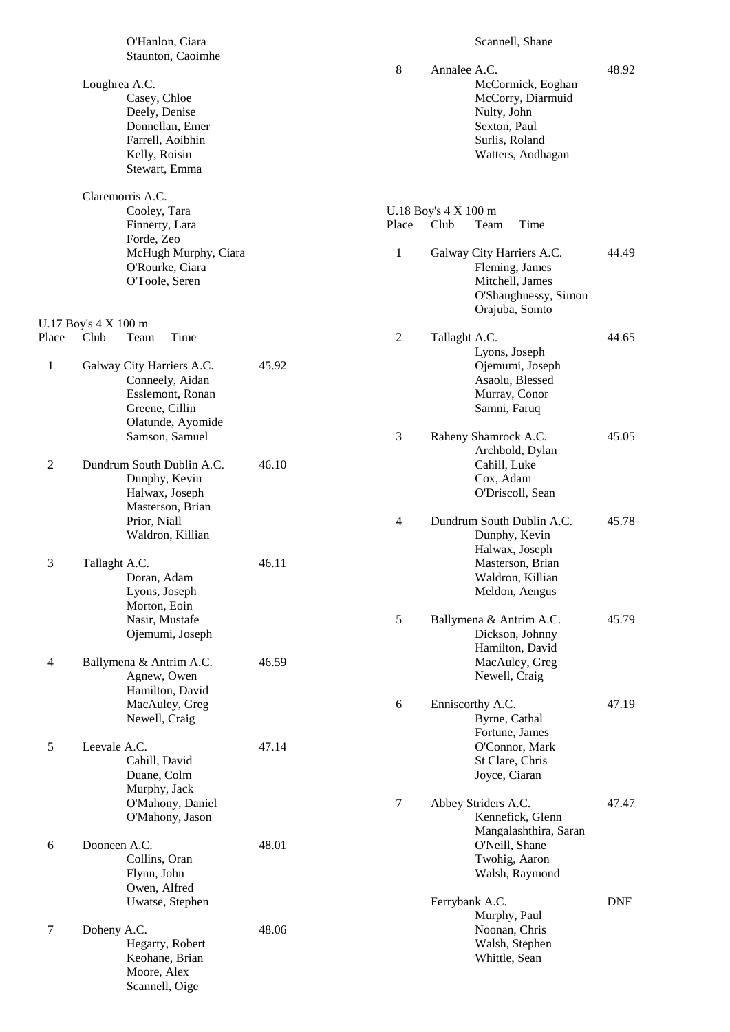O'Hanlon, Ciara
Staunton, Caoimhe

Loughrea A.C.
Casey, Chloe
Deely, Denise
Donnellan, Emer
Farrell, Aoibhin
Kelly, Roisin
Stewart, Emma

Claremorris A.C.
Cooley, Tara
Finnerty, Lara
Forde, Zeo
McHugh Murphy, Ciara
O'Rourke, Ciara
O'Toole, Seren

U.17 Boy's 4 X 100 m

| Place | Club | Team | Time |
|---|---|---|---|
| 1 | Galway City Harriers A.C. | Conneely, Aidan; Esslemont, Ronan; Greene, Cillin; Olatunde, Ayomide; Samson, Samuel | 45.92 |
| 2 | Dundrum South Dublin A.C. | Dunphy, Kevin; Halwax, Joseph; Masterson, Brian; Prior, Niall; Waldron, Killian | 46.10 |
| 3 | Tallaght A.C. | Doran, Adam; Lyons, Joseph; Morton, Eoin; Nasir, Mustafe; Ojemumi, Joseph | 46.11 |
| 4 | Ballymena & Antrim A.C. | Agnew, Owen; Hamilton, David; MacAuley, Greg; Newell, Craig | 46.59 |
| 5 | Leevale A.C. | Cahill, David; Duane, Colm; Murphy, Jack; O'Mahony, Daniel; O'Mahony, Jason | 47.14 |
| 6 | Dooneen A.C. | Collins, Oran; Flynn, John; Owen, Alfred; Uwatse, Stephen | 48.01 |
| 7 | Doheny A.C. | Hegarty, Robert; Keohane, Brian; Moore, Alex; Scannell, Oige; Scannell, Shane | 48.06 |
| 8 | Annalee A.C. | McCormick, Eoghan; McCorry, Diarmuid; Nulty, John; Sexton, Paul; Surlis, Roland; Watters, Aodhagan | 48.92 |

U.18 Boy's 4 X 100 m

| Place | Club | Team | Time |
|---|---|---|---|
| 1 | Galway City Harriers A.C. | Fleming, James; Mitchell, James; O'Shaughnessy, Simon; Orajuba, Somto | 44.49 |
| 2 | Tallaght A.C. | Lyons, Joseph; Ojemumi, Joseph; Asaolu, Blessed; Murray, Conor; Samni, Faruq | 44.65 |
| 3 | Raheny Shamrock A.C. | Archbold, Dylan; Cahill, Luke; Cox, Adam; O'Driscoll, Sean | 45.05 |
| 4 | Dundrum South Dublin A.C. | Dunphy, Kevin; Halwax, Joseph; Masterson, Brian; Waldron, Killian; Meldon, Aengus | 45.78 |
| 5 | Ballymena & Antrim A.C. | Dickson, Johnny; Hamilton, David; MacAuley, Greg; Newell, Craig | 45.79 |
| 6 | Enniscorthy A.C. | Byrne, Cathal; Fortune, James; O'Connor, Mark; St Clare, Chris; Joyce, Ciaran | 47.19 |
| 7 | Abbey Striders A.C. | Kennefick, Glenn; Mangalashthira, Saran; O'Neill, Shane; Twohig, Aaron; Walsh, Raymond | 47.47 |
| | Ferrybank A.C. | Murphy, Paul; Noonan, Chris; Walsh, Stephen; Whittle, Sean | DNF |